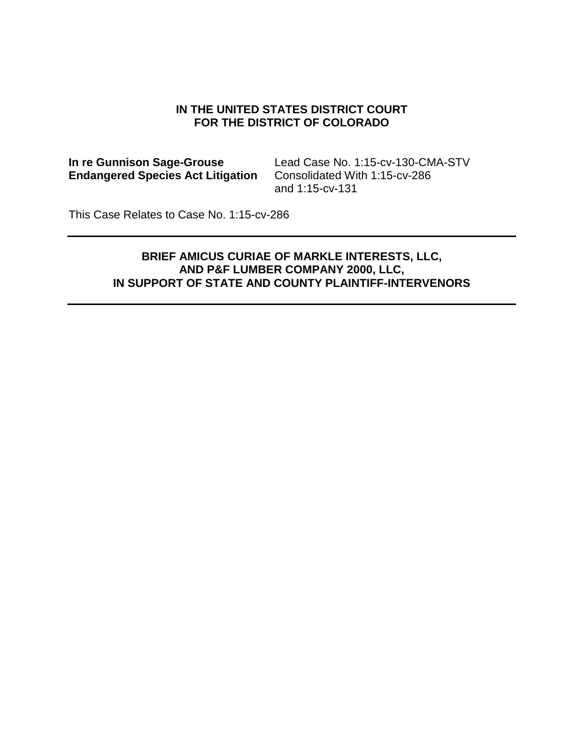**IN THE UNITED STATES DISTRICT COURT**
**FOR THE DISTRICT OF COLORADO**

| | |
|---|---|
| **In re Gunnison Sage-Grouse Endangered Species Act Litigation** | Lead Case No. 1:15-cv-130-CMA-STV<br>Consolidated With 1:15-cv-286<br>and 1:15-cv-131 |

This Case Relates to Case No. 1:15-cv-286

---

**BRIEF AMICUS CURIAE OF MARKLE INTERESTS, LLC,**
**AND P&F LUMBER COMPANY 2000, LLC,**
**IN SUPPORT OF STATE AND COUNTY PLAINTIFF-INTERVENORS**

---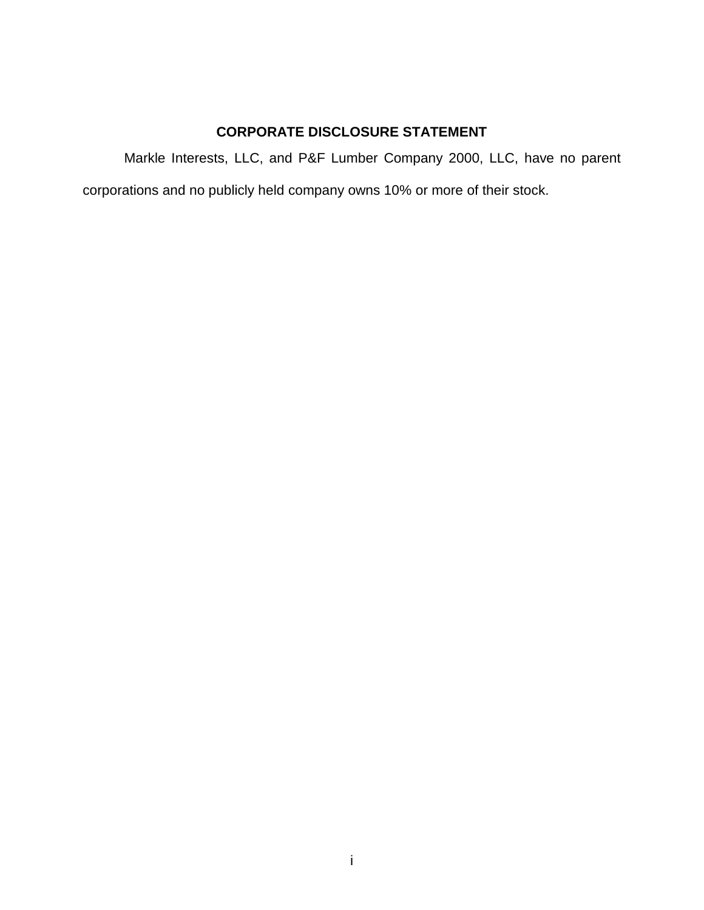## CORPORATE DISCLOSURE STATEMENT

Markle Interests, LLC, and P&F Lumber Company 2000, LLC, have no parent corporations and no publicly held company owns 10% or more of their stock.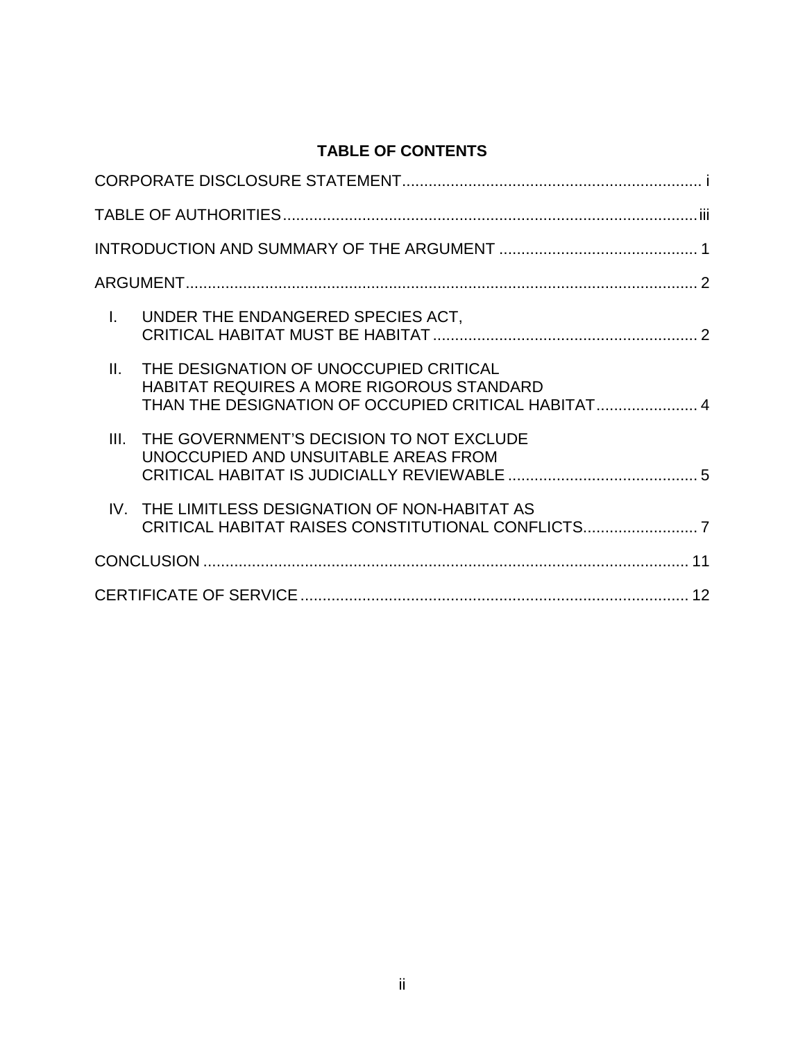## TABLE OF CONTENTS

CORPORATE DISCLOSURE STATEMENT .................................................................... i

TABLE OF AUTHORITIES .............................................................................................iii

INTRODUCTION AND SUMMARY OF THE ARGUMENT ............................................. 1

ARGUMENT .................................................................................................................... 2

I. UNDER THE ENDANGERED SPECIES ACT, CRITICAL HABITAT MUST BE HABITAT ............................................................ 2

II. THE DESIGNATION OF UNOCCUPIED CRITICAL HABITAT REQUIRES A MORE RIGOROUS STANDARD THAN THE DESIGNATION OF OCCUPIED CRITICAL HABITAT ....................... 4

III. THE GOVERNMENT'S DECISION TO NOT EXCLUDE UNOCCUPIED AND UNSUITABLE AREAS FROM CRITICAL HABITAT IS JUDICIALLY REVIEWABLE ........................................... 5

IV. THE LIMITLESS DESIGNATION OF NON-HABITAT AS CRITICAL HABITAT RAISES CONSTITUTIONAL CONFLICTS.......................... 7

CONCLUSION .............................................................................................................. 11

CERTIFICATE OF SERVICE ........................................................................................ 12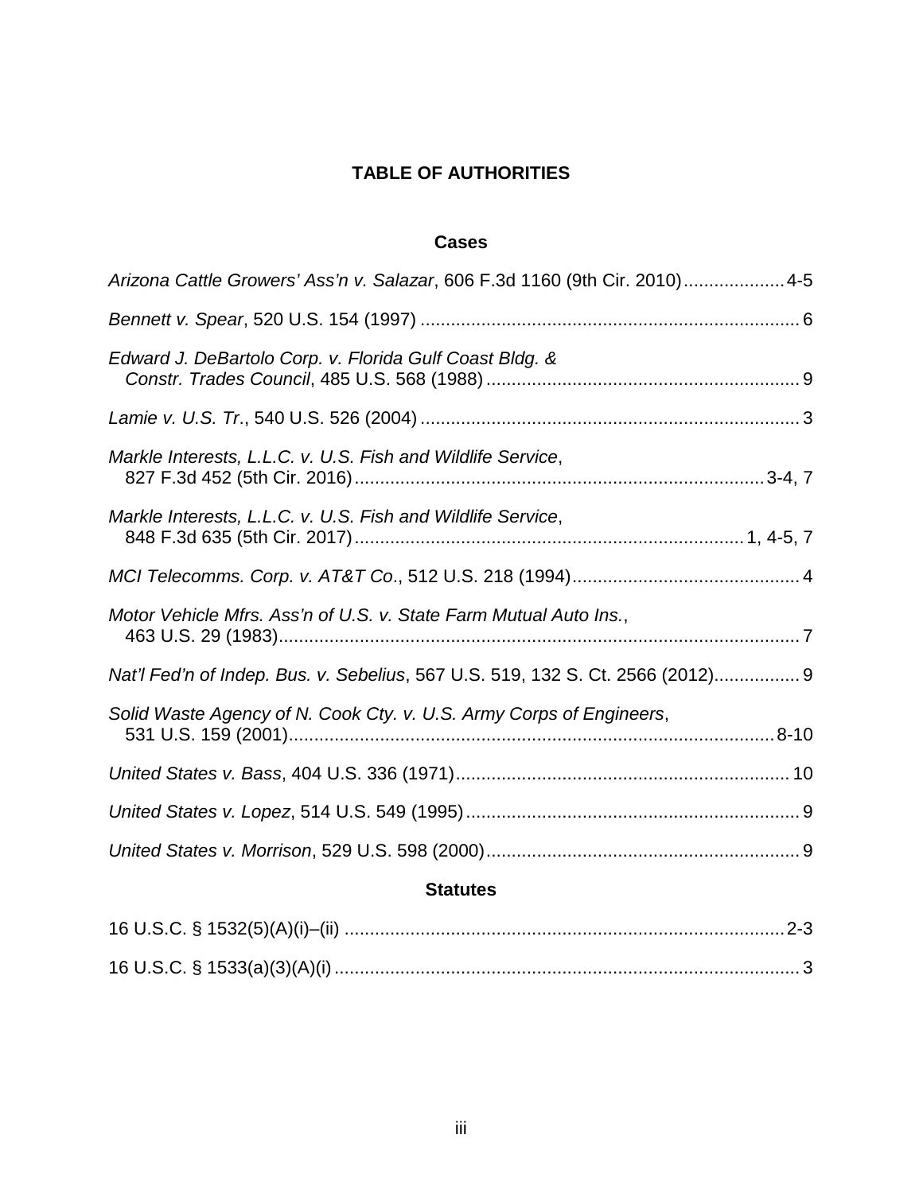# TABLE OF AUTHORITIES

## Cases

*Arizona Cattle Growers' Ass'n v. Salazar*, 606 F.3d 1160 (9th Cir. 2010) .................... 4-5

*Bennett v. Spear*, 520 U.S. 154 (1997) .......................................................................... 6

*Edward J. DeBartolo Corp. v. Florida Gulf Coast Bldg. & Constr. Trades Council*, 485 U.S. 568 (1988) ............................................................ 9

*Lamie v. U.S. Tr.*, 540 U.S. 526 (2004) .......................................................................... 3

*Markle Interests, L.L.C. v. U.S. Fish and Wildlife Service*, 827 F.3d 452 (5th Cir. 2016) ................................................................................ 3-4, 7

*Markle Interests, L.L.C. v. U.S. Fish and Wildlife Service*, 848 F.3d 635 (5th Cir. 2017) ............................................................................ 1, 4-5, 7

*MCI Telecomms. Corp. v. AT&T Co.*, 512 U.S. 218 (1994) ............................................ 4

*Motor Vehicle Mfrs. Ass'n of U.S. v. State Farm Mutual Auto Ins.*, 463 U.S. 29 (1983) ....................................................................................................... 7

*Nat'l Fed'n of Indep. Bus. v. Sebelius*, 567 U.S. 519, 132 S. Ct. 2566 (2012) ................. 9

*Solid Waste Agency of N. Cook Cty. v. U.S. Army Corps of Engineers*, 531 U.S. 159 (2001) ............................................................................................... 8-10

*United States v. Bass*, 404 U.S. 336 (1971) ................................................................. 10

*United States v. Lopez*, 514 U.S. 549 (1995) .................................................................. 9

*United States v. Morrison*, 529 U.S. 598 (2000) .............................................................. 9

## Statutes

16 U.S.C. § 1532(5)(A)(i)–(ii) ....................................................................................... 2-3

16 U.S.C. § 1533(a)(3)(A)(i) ............................................................................................ 3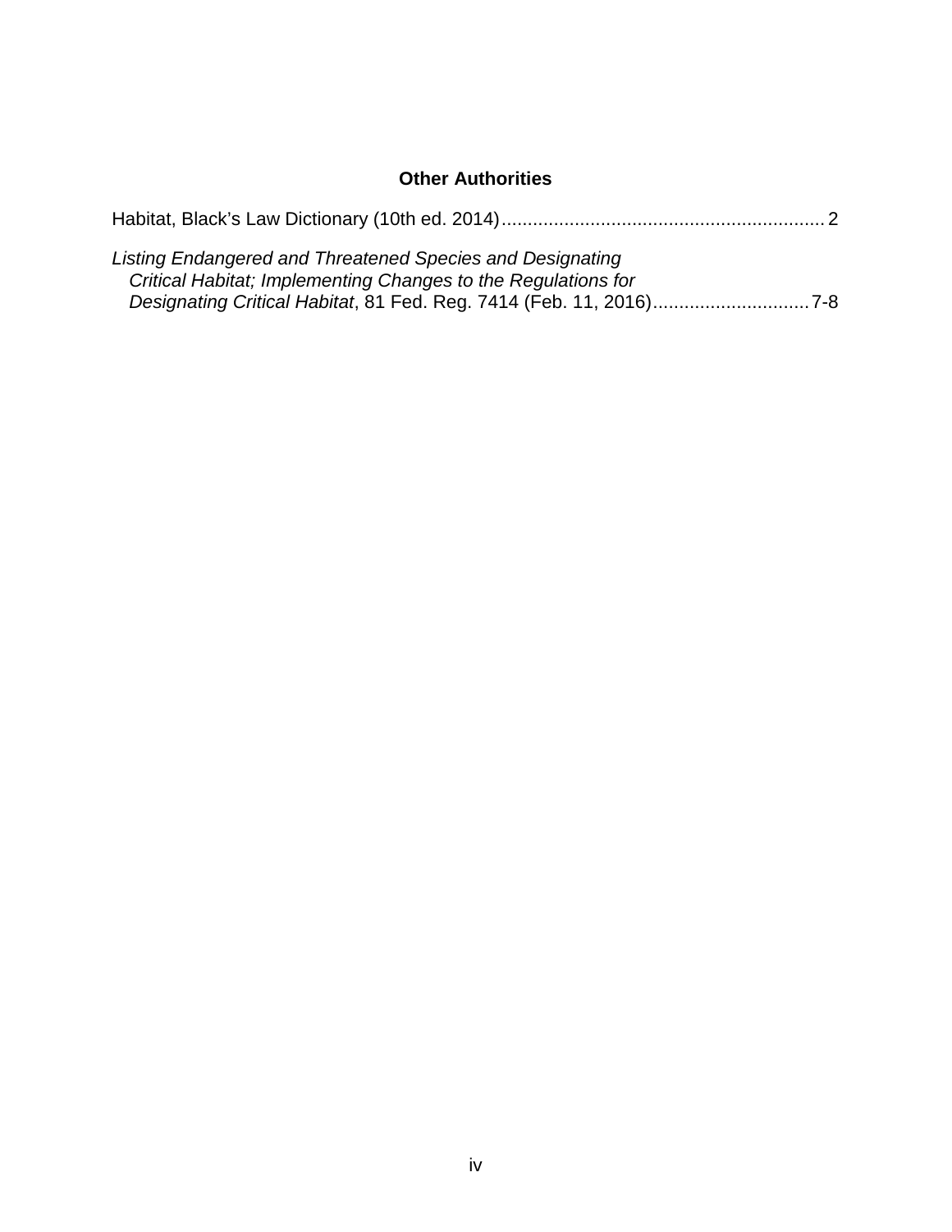## Other Authorities

Habitat, Black's Law Dictionary (10th ed. 2014) ............................................................. 2

*Listing Endangered and Threatened Species and Designating Critical Habitat; Implementing Changes to the Regulations for Designating Critical Habitat*, 81 Fed. Reg. 7414 (Feb. 11, 2016) ............................. 7-8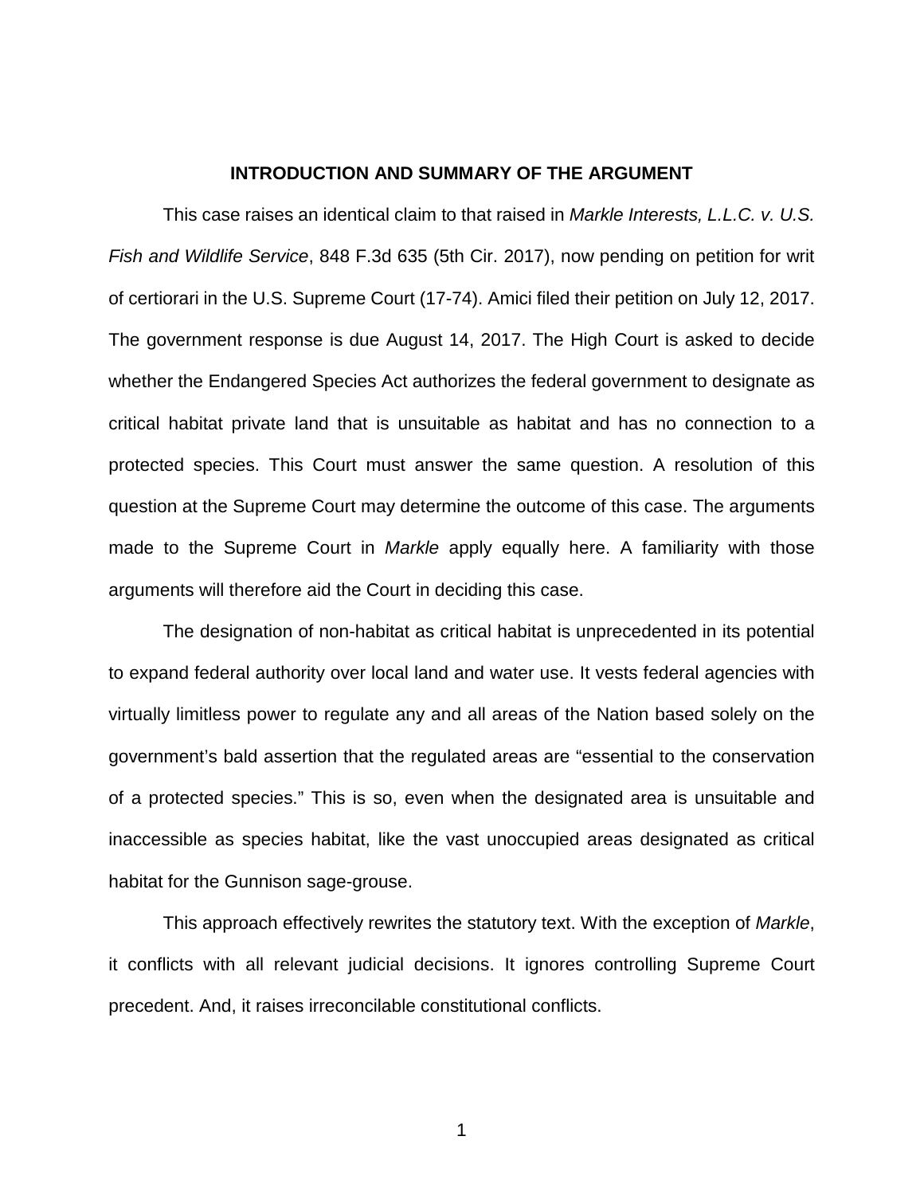## INTRODUCTION AND SUMMARY OF THE ARGUMENT

This case raises an identical claim to that raised in *Markle Interests, L.L.C. v. U.S. Fish and Wildlife Service*, 848 F.3d 635 (5th Cir. 2017), now pending on petition for writ of certiorari in the U.S. Supreme Court (17-74). Amici filed their petition on July 12, 2017. The government response is due August 14, 2017. The High Court is asked to decide whether the Endangered Species Act authorizes the federal government to designate as critical habitat private land that is unsuitable as habitat and has no connection to a protected species. This Court must answer the same question. A resolution of this question at the Supreme Court may determine the outcome of this case. The arguments made to the Supreme Court in *Markle* apply equally here. A familiarity with those arguments will therefore aid the Court in deciding this case.

The designation of non-habitat as critical habitat is unprecedented in its potential to expand federal authority over local land and water use. It vests federal agencies with virtually limitless power to regulate any and all areas of the Nation based solely on the government's bald assertion that the regulated areas are "essential to the conservation of a protected species." This is so, even when the designated area is unsuitable and inaccessible as species habitat, like the vast unoccupied areas designated as critical habitat for the Gunnison sage-grouse.

This approach effectively rewrites the statutory text. With the exception of *Markle*, it conflicts with all relevant judicial decisions. It ignores controlling Supreme Court precedent. And, it raises irreconcilable constitutional conflicts.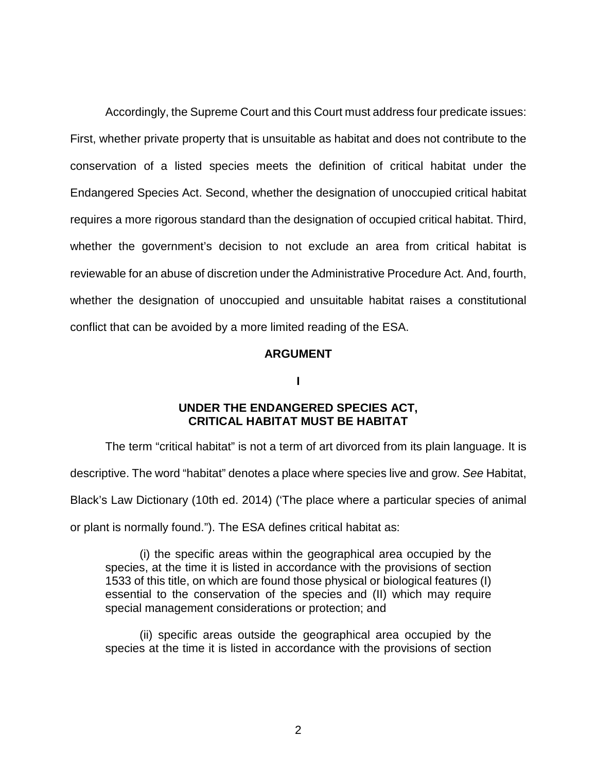Accordingly, the Supreme Court and this Court must address four predicate issues: First, whether private property that is unsuitable as habitat and does not contribute to the conservation of a listed species meets the definition of critical habitat under the Endangered Species Act. Second, whether the designation of unoccupied critical habitat requires a more rigorous standard than the designation of occupied critical habitat. Third, whether the government's decision to not exclude an area from critical habitat is reviewable for an abuse of discretion under the Administrative Procedure Act. And, fourth, whether the designation of unoccupied and unsuitable habitat raises a constitutional conflict that can be avoided by a more limited reading of the ESA.

## ARGUMENT

### I

### UNDER THE ENDANGERED SPECIES ACT, CRITICAL HABITAT MUST BE HABITAT

The term "critical habitat" is not a term of art divorced from its plain language. It is descriptive. The word "habitat" denotes a place where species live and grow. *See* Habitat, Black's Law Dictionary (10th ed. 2014) ('The place where a particular species of animal or plant is normally found."). The ESA defines critical habitat as:

> (i) the specific areas within the geographical area occupied by the species, at the time it is listed in accordance with the provisions of section 1533 of this title, on which are found those physical or biological features (I) essential to the conservation of the species and (II) which may require special management considerations or protection; and
>
> (ii) specific areas outside the geographical area occupied by the species at the time it is listed in accordance with the provisions of section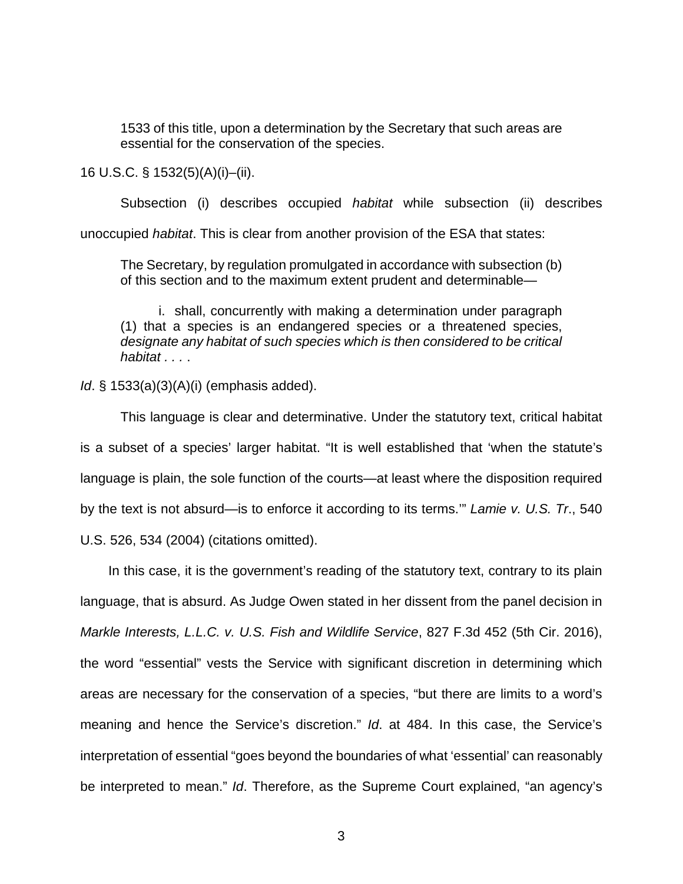> 1533 of this title, upon a determination by the Secretary that such areas are essential for the conservation of the species.

16 U.S.C. § 1532(5)(A)(i)–(ii).

Subsection (i) describes occupied *habitat* while subsection (ii) describes unoccupied *habitat*. This is clear from another provision of the ESA that states:

> The Secretary, by regulation promulgated in accordance with subsection (b) of this section and to the maximum extent prudent and determinable—
>
> i. shall, concurrently with making a determination under paragraph (1) that a species is an endangered species or a threatened species, *designate any habitat of such species which is then considered to be critical habitat . . . .*

*Id*. § 1533(a)(3)(A)(i) (emphasis added).

This language is clear and determinative. Under the statutory text, critical habitat is a subset of a species' larger habitat. "It is well established that 'when the statute's language is plain, the sole function of the courts—at least where the disposition required by the text is not absurd—is to enforce it according to its terms.'" *Lamie v. U.S. Tr.*, 540 U.S. 526, 534 (2004) (citations omitted).

In this case, it is the government's reading of the statutory text, contrary to its plain language, that is absurd. As Judge Owen stated in her dissent from the panel decision in *Markle Interests, L.L.C. v. U.S. Fish and Wildlife Service*, 827 F.3d 452 (5th Cir. 2016), the word "essential" vests the Service with significant discretion in determining which areas are necessary for the conservation of a species, "but there are limits to a word's meaning and hence the Service's discretion." *Id*. at 484. In this case, the Service's interpretation of essential "goes beyond the boundaries of what 'essential' can reasonably be interpreted to mean." *Id*. Therefore, as the Supreme Court explained, "an agency's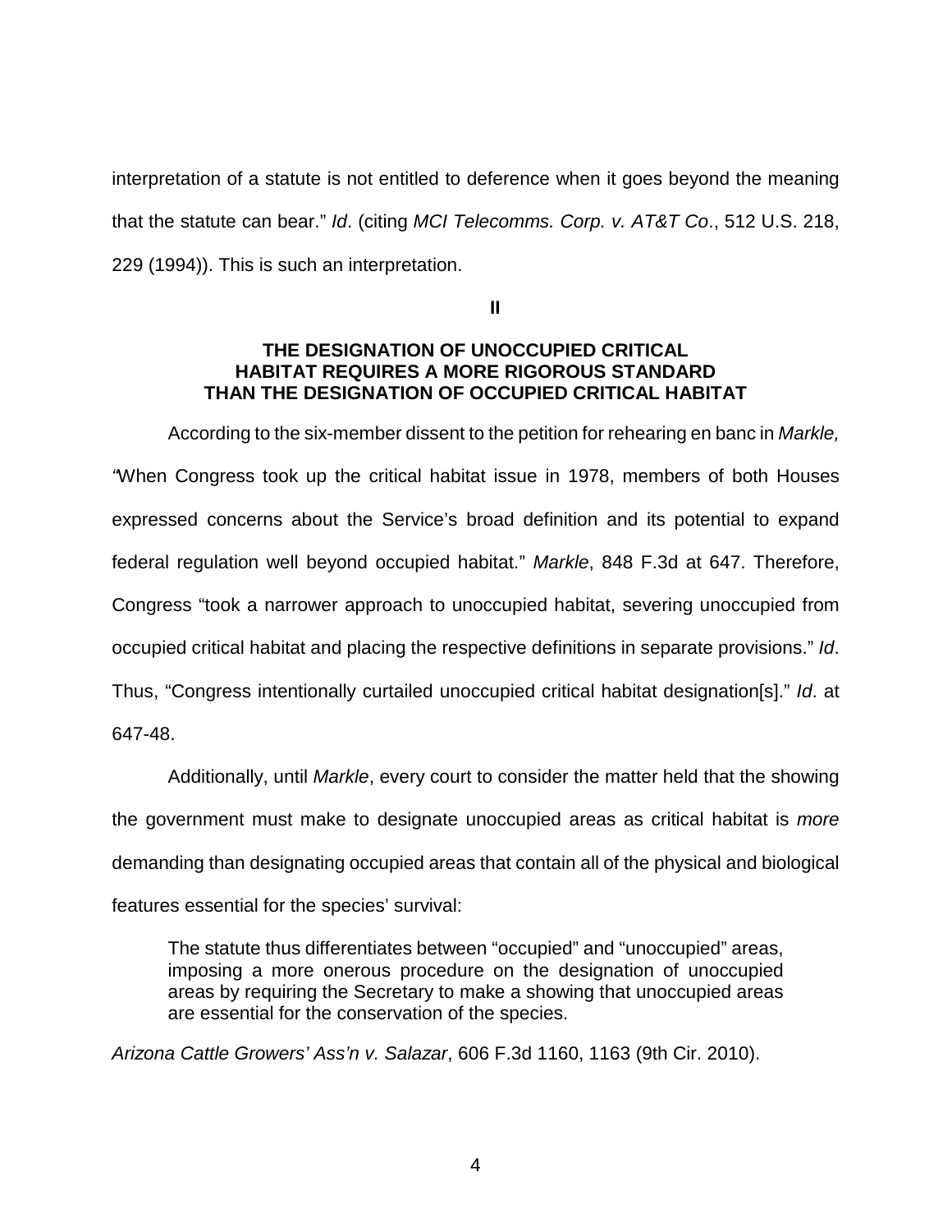interpretation of a statute is not entitled to deference when it goes beyond the meaning that the statute can bear." *Id*. (citing *MCI Telecomms. Corp. v. AT&T Co*., 512 U.S. 218, 229 (1994)). This is such an interpretation.

## II

## THE DESIGNATION OF UNOCCUPIED CRITICAL HABITAT REQUIRES A MORE RIGOROUS STANDARD THAN THE DESIGNATION OF OCCUPIED CRITICAL HABITAT

According to the six-member dissent to the petition for rehearing en banc in *Markle,* "When Congress took up the critical habitat issue in 1978, members of both Houses expressed concerns about the Service's broad definition and its potential to expand federal regulation well beyond occupied habitat." *Markle*, 848 F.3d at 647. Therefore, Congress "took a narrower approach to unoccupied habitat, severing unoccupied from occupied critical habitat and placing the respective definitions in separate provisions." *Id*. Thus, "Congress intentionally curtailed unoccupied critical habitat designation[s]." *Id*. at 647-48.

Additionally, until *Markle*, every court to consider the matter held that the showing the government must make to designate unoccupied areas as critical habitat is *more* demanding than designating occupied areas that contain all of the physical and biological features essential for the species' survival:

> The statute thus differentiates between "occupied" and "unoccupied" areas, imposing a more onerous procedure on the designation of unoccupied areas by requiring the Secretary to make a showing that unoccupied areas are essential for the conservation of the species.

*Arizona Cattle Growers' Ass'n v. Salazar*, 606 F.3d 1160, 1163 (9th Cir. 2010).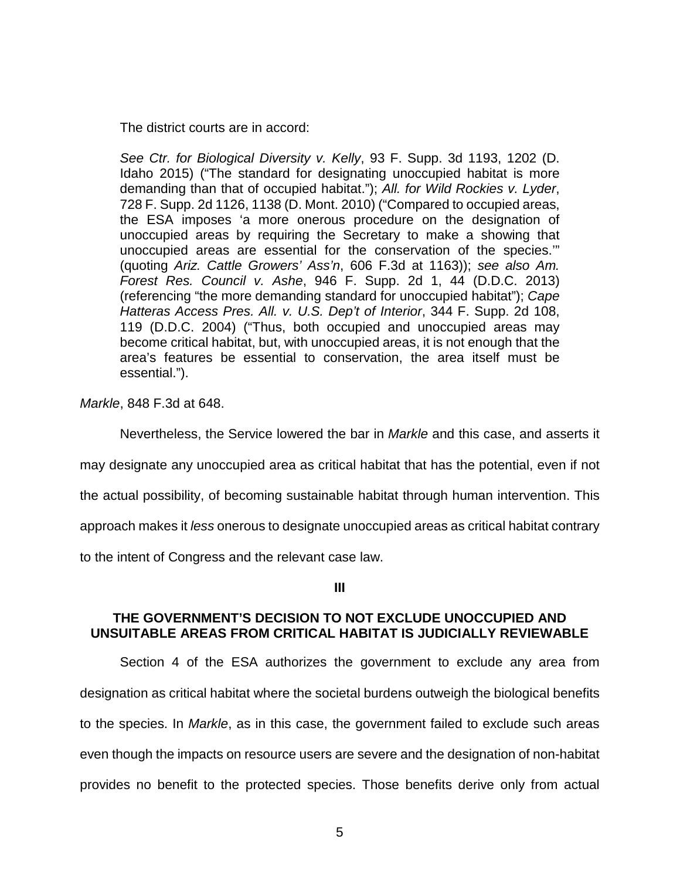The district courts are in accord:

> *See Ctr. for Biological Diversity v. Kelly*, 93 F. Supp. 3d 1193, 1202 (D. Idaho 2015) ("The standard for designating unoccupied habitat is more demanding than that of occupied habitat."); *All. for Wild Rockies v. Lyder*, 728 F. Supp. 2d 1126, 1138 (D. Mont. 2010) ("Compared to occupied areas, the ESA imposes 'a more onerous procedure on the designation of unoccupied areas by requiring the Secretary to make a showing that unoccupied areas are essential for the conservation of the species.'" (quoting *Ariz. Cattle Growers' Ass'n*, 606 F.3d at 1163)); *see also Am. Forest Res. Council v. Ashe*, 946 F. Supp. 2d 1, 44 (D.D.C. 2013) (referencing "the more demanding standard for unoccupied habitat"); *Cape Hatteras Access Pres. All. v. U.S. Dep't of Interior*, 344 F. Supp. 2d 108, 119 (D.D.C. 2004) ("Thus, both occupied and unoccupied areas may become critical habitat, but, with unoccupied areas, it is not enough that the area's features be essential to conservation, the area itself must be essential.").

*Markle*, 848 F.3d at 648.

Nevertheless, the Service lowered the bar in *Markle* and this case, and asserts it may designate any unoccupied area as critical habitat that has the potential, even if not the actual possibility, of becoming sustainable habitat through human intervention. This approach makes it *less* onerous to designate unoccupied areas as critical habitat contrary to the intent of Congress and the relevant case law.

## III

## THE GOVERNMENT'S DECISION TO NOT EXCLUDE UNOCCUPIED AND UNSUITABLE AREAS FROM CRITICAL HABITAT IS JUDICIALLY REVIEWABLE

Section 4 of the ESA authorizes the government to exclude any area from designation as critical habitat where the societal burdens outweigh the biological benefits to the species. In *Markle*, as in this case, the government failed to exclude such areas even though the impacts on resource users are severe and the designation of non-habitat provides no benefit to the protected species. Those benefits derive only from actual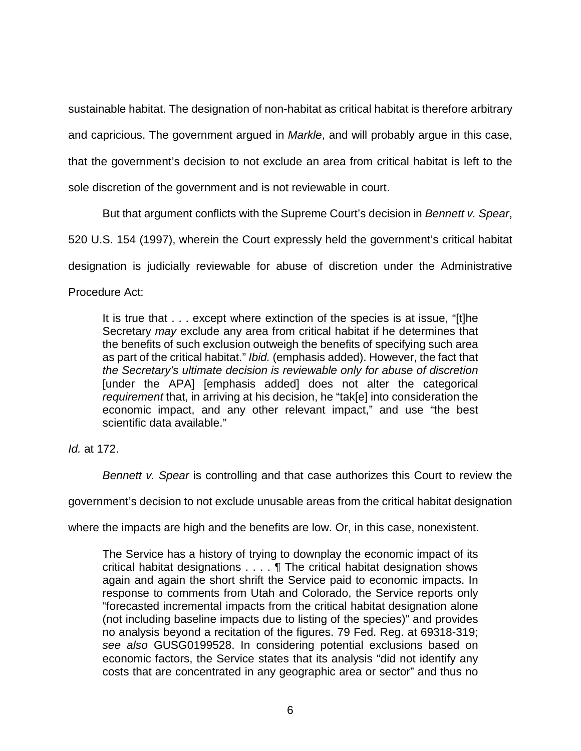sustainable habitat. The designation of non-habitat as critical habitat is therefore arbitrary and capricious. The government argued in *Markle*, and will probably argue in this case, that the government's decision to not exclude an area from critical habitat is left to the sole discretion of the government and is not reviewable in court.

But that argument conflicts with the Supreme Court's decision in *Bennett v. Spear*, 520 U.S. 154 (1997), wherein the Court expressly held the government's critical habitat designation is judicially reviewable for abuse of discretion under the Administrative Procedure Act:

> It is true that . . . except where extinction of the species is at issue, "[t]he Secretary *may* exclude any area from critical habitat if he determines that the benefits of such exclusion outweigh the benefits of specifying such area as part of the critical habitat." *Ibid.* (emphasis added). However, the fact that *the Secretary's ultimate decision is reviewable only for abuse of discretion* [under the APA] [emphasis added] does not alter the categorical *requirement* that, in arriving at his decision, he "tak[e] into consideration the economic impact, and any other relevant impact," and use "the best scientific data available."

*Id.* at 172.

*Bennett v. Spear* is controlling and that case authorizes this Court to review the government's decision to not exclude unusable areas from the critical habitat designation where the impacts are high and the benefits are low. Or, in this case, nonexistent.

> The Service has a history of trying to downplay the economic impact of its critical habitat designations . . . . ¶ The critical habitat designation shows again and again the short shrift the Service paid to economic impacts. In response to comments from Utah and Colorado, the Service reports only "forecasted incremental impacts from the critical habitat designation alone (not including baseline impacts due to listing of the species)" and provides no analysis beyond a recitation of the figures. 79 Fed. Reg. at 69318-319; *see also* GUSG0199528. In considering potential exclusions based on economic factors, the Service states that its analysis "did not identify any costs that are concentrated in any geographic area or sector" and thus no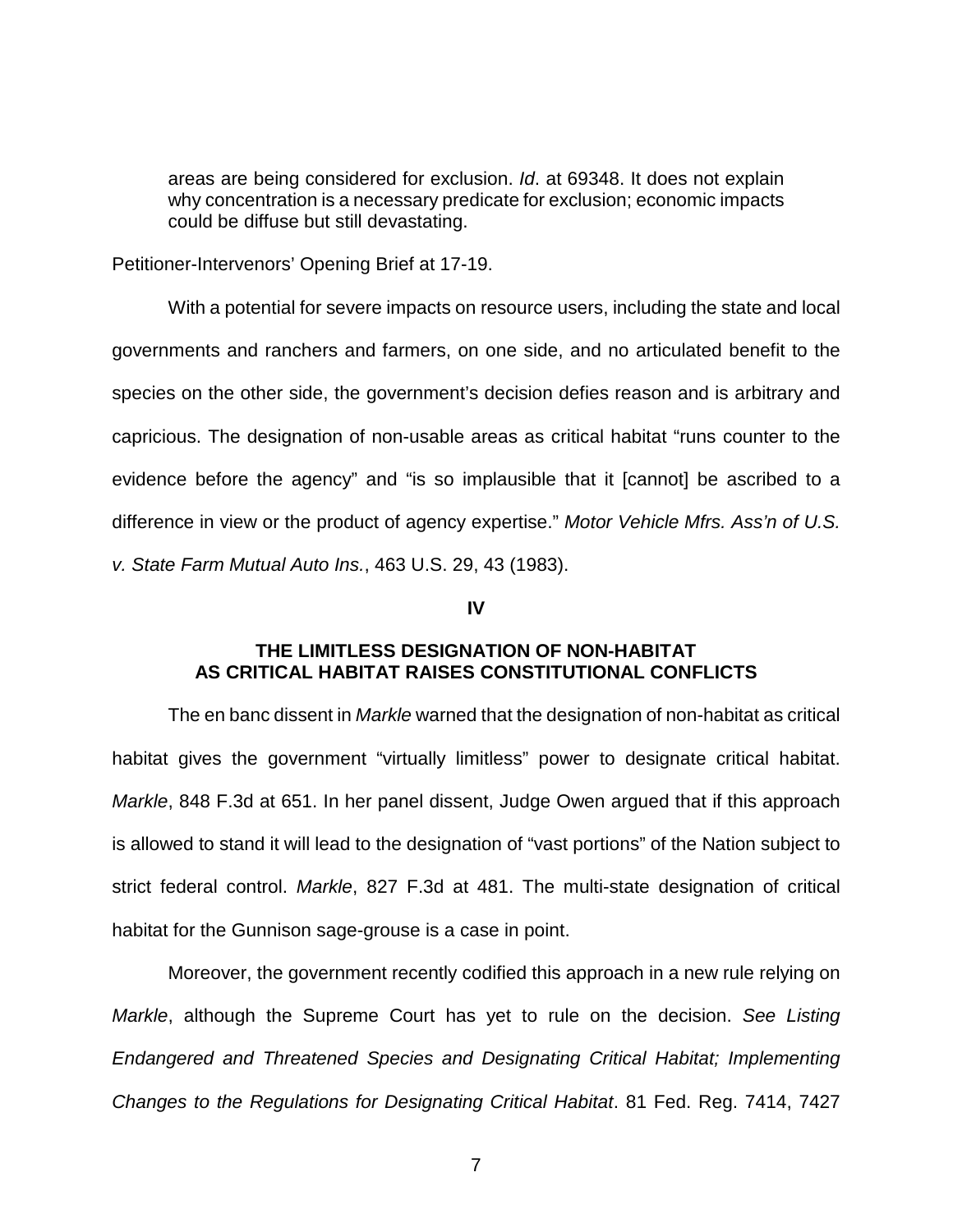> areas are being considered for exclusion. *Id*. at 69348. It does not explain why concentration is a necessary predicate for exclusion; economic impacts could be diffuse but still devastating.

Petitioner-Intervenors' Opening Brief at 17-19.

With a potential for severe impacts on resource users, including the state and local governments and ranchers and farmers, on one side, and no articulated benefit to the species on the other side, the government's decision defies reason and is arbitrary and capricious. The designation of non-usable areas as critical habitat "runs counter to the evidence before the agency" and "is so implausible that it [cannot] be ascribed to a difference in view or the product of agency expertise." *Motor Vehicle Mfrs. Ass'n of U.S. v. State Farm Mutual Auto Ins.*, 463 U.S. 29, 43 (1983).

## IV

## THE LIMITLESS DESIGNATION OF NON-HABITAT AS CRITICAL HABITAT RAISES CONSTITUTIONAL CONFLICTS

The en banc dissent in *Markle* warned that the designation of non-habitat as critical habitat gives the government "virtually limitless" power to designate critical habitat. *Markle*, 848 F.3d at 651. In her panel dissent, Judge Owen argued that if this approach is allowed to stand it will lead to the designation of "vast portions" of the Nation subject to strict federal control. *Markle*, 827 F.3d at 481. The multi-state designation of critical habitat for the Gunnison sage-grouse is a case in point.

Moreover, the government recently codified this approach in a new rule relying on *Markle*, although the Supreme Court has yet to rule on the decision. *See Listing Endangered and Threatened Species and Designating Critical Habitat; Implementing Changes to the Regulations for Designating Critical Habitat*. 81 Fed. Reg. 7414, 7427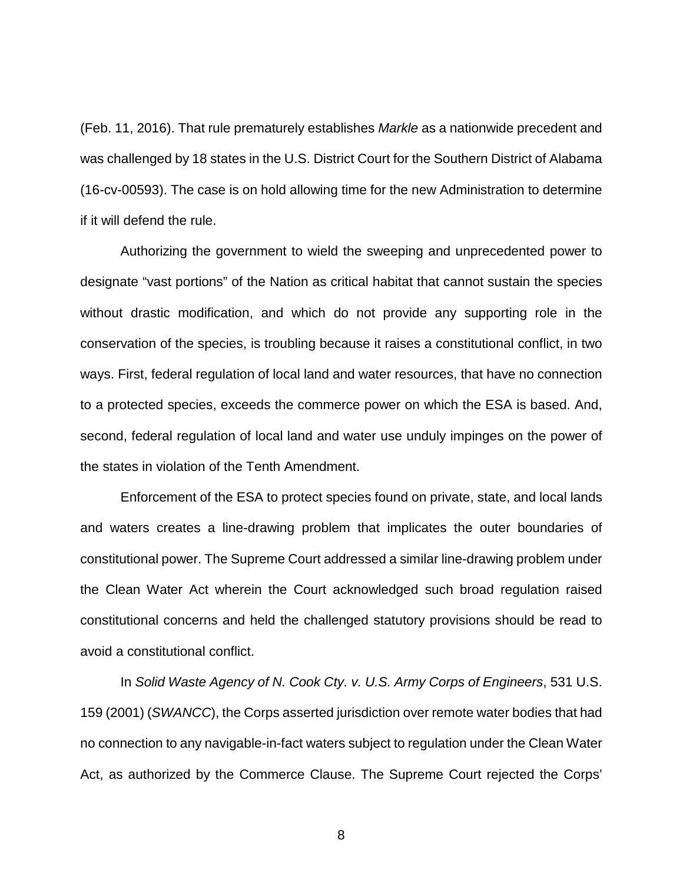(Feb. 11, 2016). That rule prematurely establishes *Markle* as a nationwide precedent and was challenged by 18 states in the U.S. District Court for the Southern District of Alabama (16-cv-00593). The case is on hold allowing time for the new Administration to determine if it will defend the rule.

Authorizing the government to wield the sweeping and unprecedented power to designate "vast portions" of the Nation as critical habitat that cannot sustain the species without drastic modification, and which do not provide any supporting role in the conservation of the species, is troubling because it raises a constitutional conflict, in two ways. First, federal regulation of local land and water resources, that have no connection to a protected species, exceeds the commerce power on which the ESA is based. And, second, federal regulation of local land and water use unduly impinges on the power of the states in violation of the Tenth Amendment.

Enforcement of the ESA to protect species found on private, state, and local lands and waters creates a line-drawing problem that implicates the outer boundaries of constitutional power. The Supreme Court addressed a similar line-drawing problem under the Clean Water Act wherein the Court acknowledged such broad regulation raised constitutional concerns and held the challenged statutory provisions should be read to avoid a constitutional conflict.

In *Solid Waste Agency of N. Cook Cty. v. U.S. Army Corps of Engineers*, 531 U.S. 159 (2001) (*SWANCC*), the Corps asserted jurisdiction over remote water bodies that had no connection to any navigable-in-fact waters subject to regulation under the Clean Water Act, as authorized by the Commerce Clause. The Supreme Court rejected the Corps'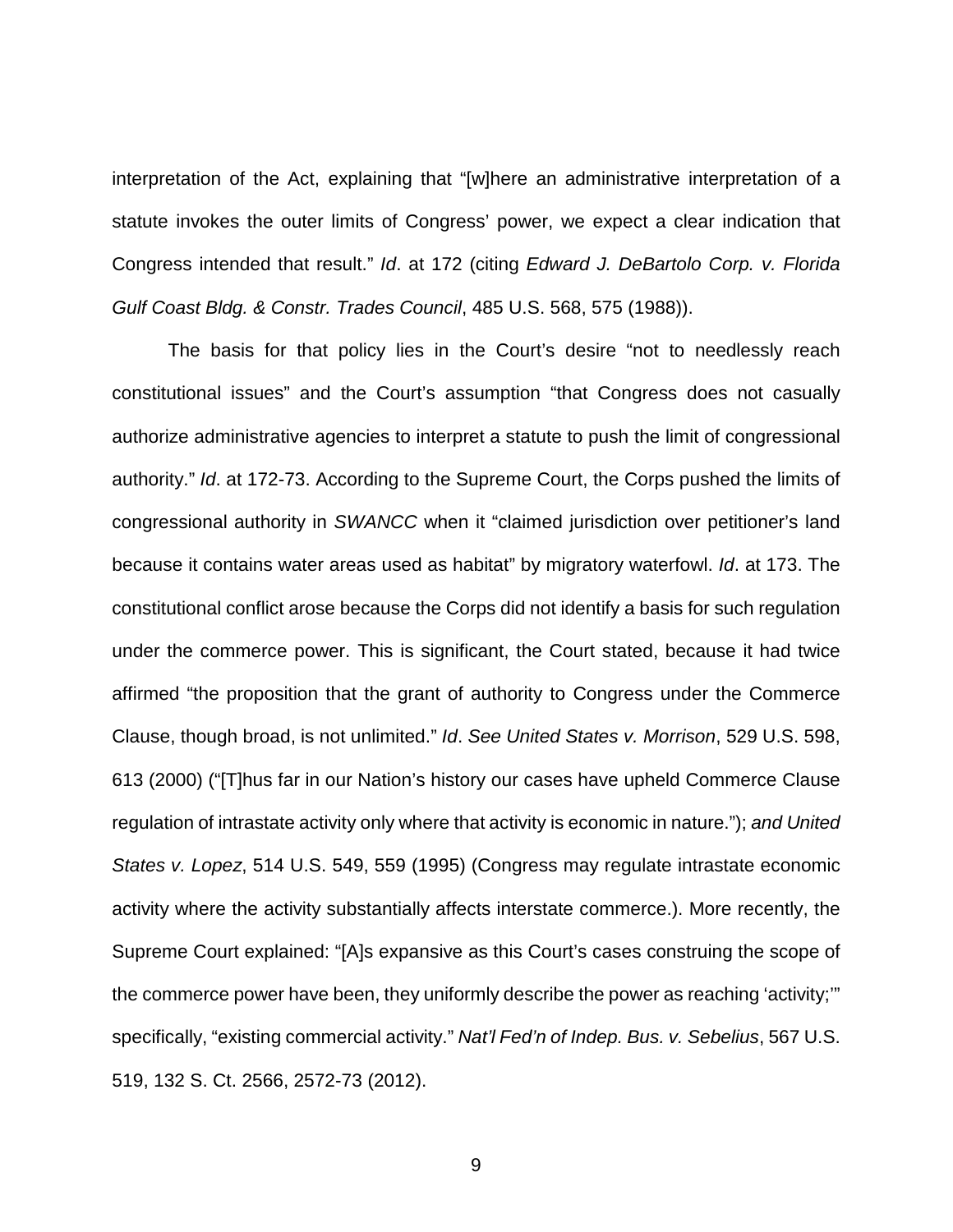interpretation of the Act, explaining that "[w]here an administrative interpretation of a statute invokes the outer limits of Congress' power, we expect a clear indication that Congress intended that result." *Id*. at 172 (citing *Edward J. DeBartolo Corp. v. Florida Gulf Coast Bldg. & Constr. Trades Council*, 485 U.S. 568, 575 (1988)).

The basis for that policy lies in the Court's desire "not to needlessly reach constitutional issues" and the Court's assumption "that Congress does not casually authorize administrative agencies to interpret a statute to push the limit of congressional authority." *Id*. at 172-73. According to the Supreme Court, the Corps pushed the limits of congressional authority in *SWANCC* when it "claimed jurisdiction over petitioner's land because it contains water areas used as habitat" by migratory waterfowl. *Id*. at 173. The constitutional conflict arose because the Corps did not identify a basis for such regulation under the commerce power. This is significant, the Court stated, because it had twice affirmed "the proposition that the grant of authority to Congress under the Commerce Clause, though broad, is not unlimited." *Id*. *See United States v. Morrison*, 529 U.S. 598, 613 (2000) ("[T]hus far in our Nation's history our cases have upheld Commerce Clause regulation of intrastate activity only where that activity is economic in nature."); *and United States v. Lopez*, 514 U.S. 549, 559 (1995) (Congress may regulate intrastate economic activity where the activity substantially affects interstate commerce.). More recently, the Supreme Court explained: "[A]s expansive as this Court's cases construing the scope of the commerce power have been, they uniformly describe the power as reaching 'activity;'" specifically, "existing commercial activity." *Nat'l Fed'n of Indep. Bus. v. Sebelius*, 567 U.S. 519, 132 S. Ct. 2566, 2572-73 (2012).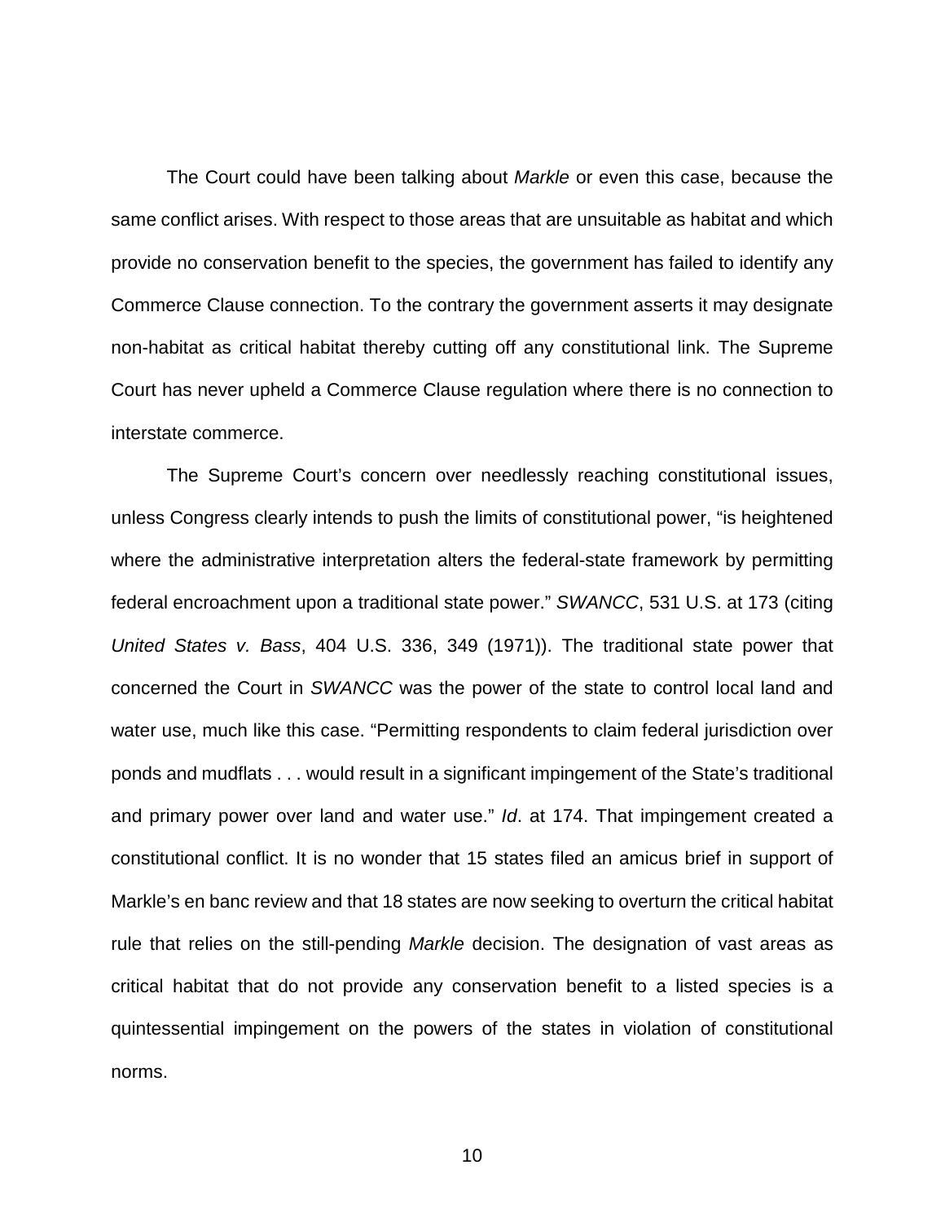The Court could have been talking about *Markle* or even this case, because the same conflict arises. With respect to those areas that are unsuitable as habitat and which provide no conservation benefit to the species, the government has failed to identify any Commerce Clause connection. To the contrary the government asserts it may designate non-habitat as critical habitat thereby cutting off any constitutional link. The Supreme Court has never upheld a Commerce Clause regulation where there is no connection to interstate commerce.

The Supreme Court's concern over needlessly reaching constitutional issues, unless Congress clearly intends to push the limits of constitutional power, "is heightened where the administrative interpretation alters the federal-state framework by permitting federal encroachment upon a traditional state power." *SWANCC*, 531 U.S. at 173 (citing *United States v. Bass*, 404 U.S. 336, 349 (1971)). The traditional state power that concerned the Court in *SWANCC* was the power of the state to control local land and water use, much like this case. "Permitting respondents to claim federal jurisdiction over ponds and mudflats . . . would result in a significant impingement of the State's traditional and primary power over land and water use." *Id*. at 174. That impingement created a constitutional conflict. It is no wonder that 15 states filed an amicus brief in support of Markle's en banc review and that 18 states are now seeking to overturn the critical habitat rule that relies on the still-pending *Markle* decision. The designation of vast areas as critical habitat that do not provide any conservation benefit to a listed species is a quintessential impingement on the powers of the states in violation of constitutional norms.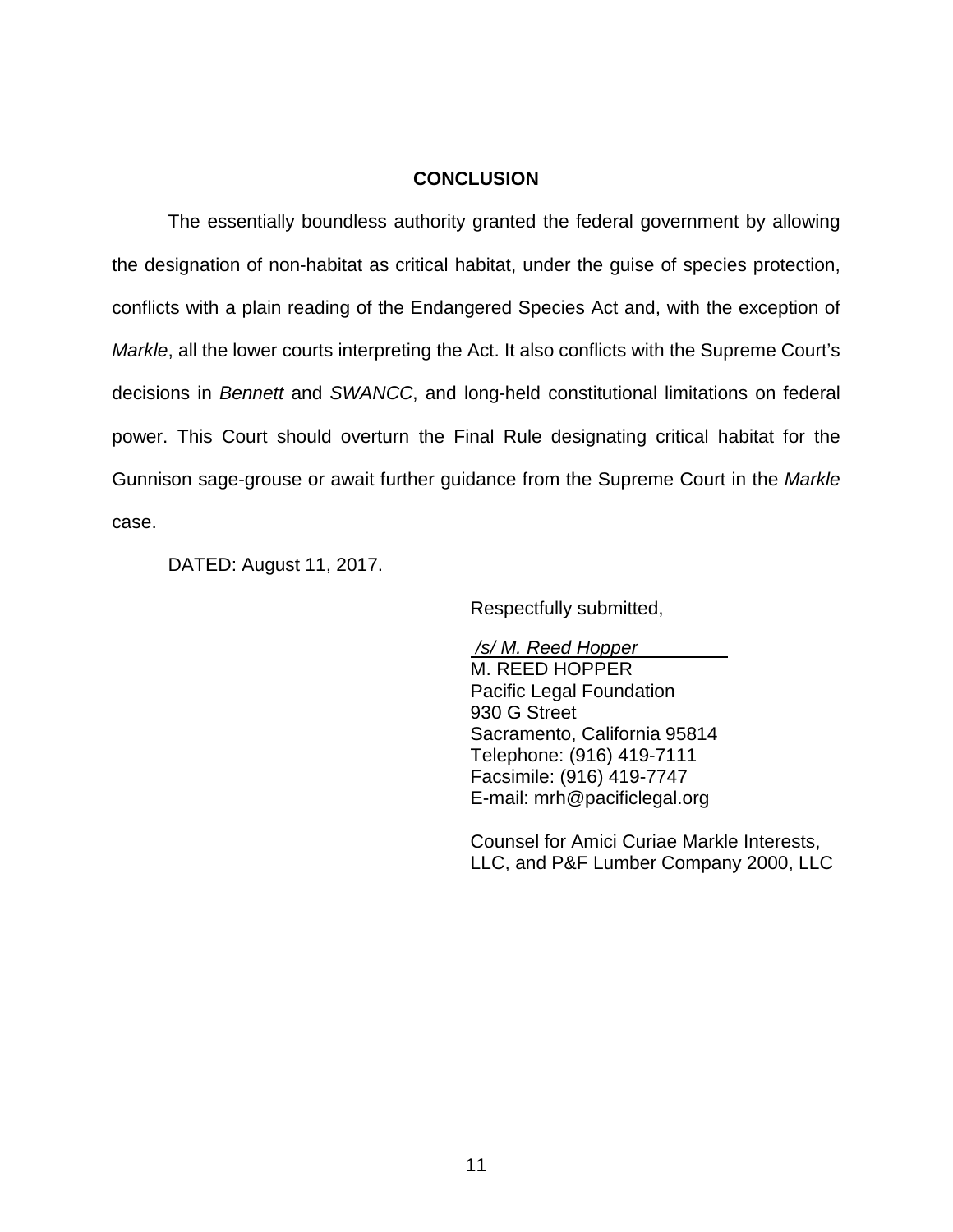## CONCLUSION

The essentially boundless authority granted the federal government by allowing the designation of non-habitat as critical habitat, under the guise of species protection, conflicts with a plain reading of the Endangered Species Act and, with the exception of *Markle*, all the lower courts interpreting the Act. It also conflicts with the Supreme Court's decisions in *Bennett* and *SWANCC*, and long-held constitutional limitations on federal power. This Court should overturn the Final Rule designating critical habitat for the Gunnison sage-grouse or await further guidance from the Supreme Court in the *Markle* case.

DATED: August 11, 2017.

Respectfully submitted,

*/s/ M. Reed Hopper*
M. REED HOPPER
Pacific Legal Foundation
930 G Street
Sacramento, California 95814
Telephone: (916) 419-7111
Facsimile: (916) 419-7747
E-mail: mrh@pacificlegal.org

Counsel for Amici Curiae Markle Interests, LLC, and P&F Lumber Company 2000, LLC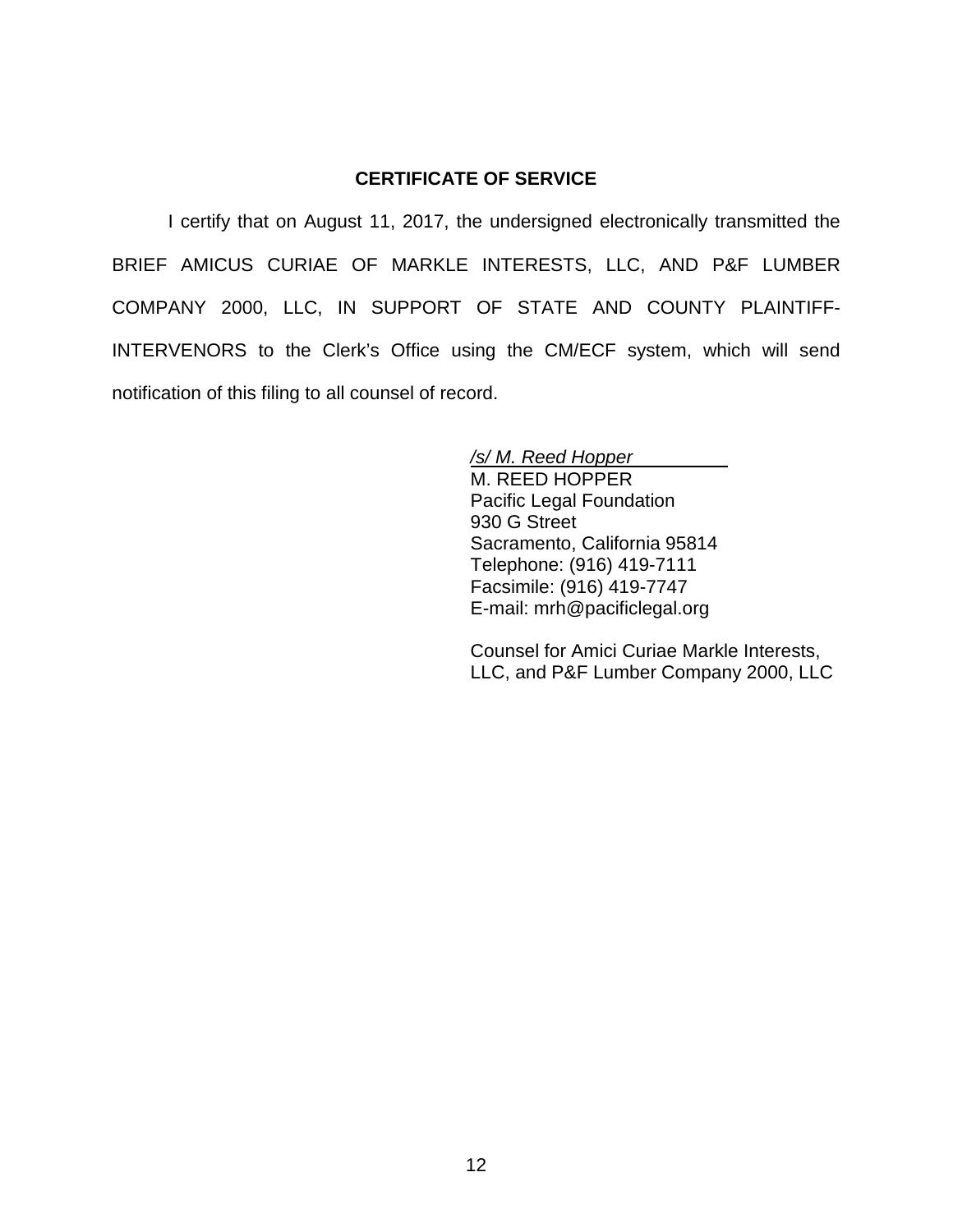## CERTIFICATE OF SERVICE

I certify that on August 11, 2017, the undersigned electronically transmitted the BRIEF AMICUS CURIAE OF MARKLE INTERESTS, LLC, AND P&F LUMBER COMPANY 2000, LLC, IN SUPPORT OF STATE AND COUNTY PLAINTIFF-INTERVENORS to the Clerk's Office using the CM/ECF system, which will send notification of this filing to all counsel of record.

*/s/ M. Reed Hopper*
M. REED HOPPER
Pacific Legal Foundation
930 G Street
Sacramento, California 95814
Telephone: (916) 419-7111
Facsimile: (916) 419-7747
E-mail: mrh@pacificlegal.org

Counsel for Amici Curiae Markle Interests, LLC, and P&F Lumber Company 2000, LLC